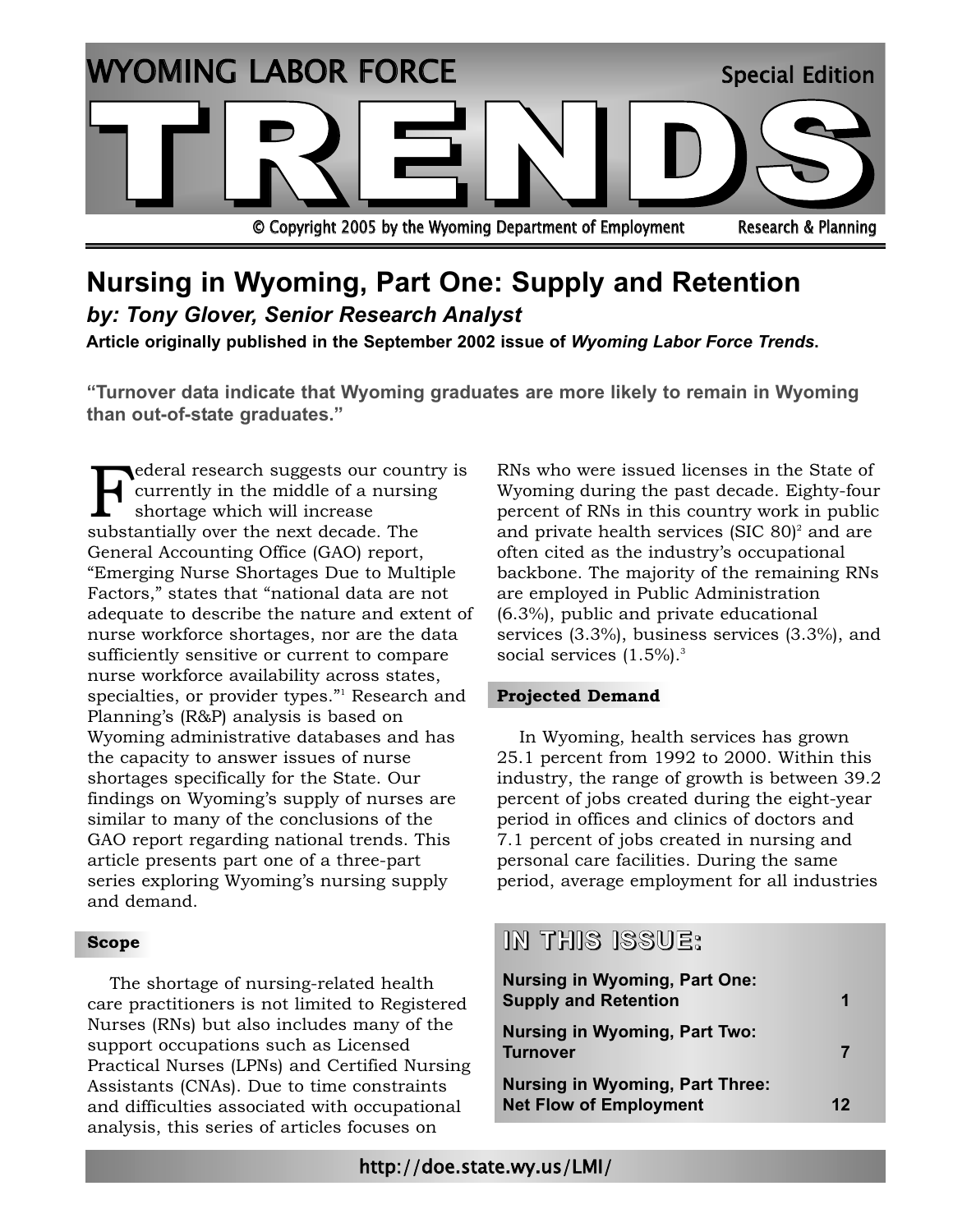# WYOMING LABOR FORCE TRENDS

Special Edition

© Copyright 2005 by the Wyoming Department of Employment — Research & Planning

## Nursing in Wyoming, Part One: Supply and Retention

***by: Tony Glover, Senior Research Analyst***

**Article originally published in the September 2002 issue of *Wyoming Labor Force Trends*.**

**"Turnover data indicate that Wyoming graduates are more likely to remain in Wyoming than out-of-state graduates."**

Federal research suggests our country is currently in the middle of a nursing shortage which will increase substantially over the next decade. The General Accounting Office (GAO) report, "Emerging Nurse Shortages Due to Multiple Factors," states that "national data are not adequate to describe the nature and extent of nurse workforce shortages, nor are the data sufficiently sensitive or current to compare nurse workforce availability across states, specialties, or provider types."[1] Research and Planning's (R&P) analysis is based on Wyoming administrative databases and has the capacity to answer issues of nurse shortages specifically for the State. Our findings on Wyoming's supply of nurses are similar to many of the conclusions of the GAO report regarding national trends. This article presents part one of a three-part series exploring Wyoming's nursing supply and demand.

### Scope

The shortage of nursing-related health care practitioners is not limited to Registered Nurses (RNs) but also includes many of the support occupations such as Licensed Practical Nurses (LPNs) and Certified Nursing Assistants (CNAs). Due to time constraints and difficulties associated with occupational analysis, this series of articles focuses on RNs who were issued licenses in the State of Wyoming during the past decade. Eighty-four percent of RNs in this country work in public and private health services (SIC 80)[2] and are often cited as the industry's occupational backbone. The majority of the remaining RNs are employed in Public Administration (6.3%), public and private educational services (3.3%), business services (3.3%), and social services (1.5%).[3]

### Projected Demand

In Wyoming, health services has grown 25.1 percent from 1992 to 2000. Within this industry, the range of growth is between 39.2 percent of jobs created during the eight-year period in offices and clinics of doctors and 7.1 percent of jobs created in nursing and personal care facilities. During the same period, average employment for all industries

**IN THIS ISSUE:**

| | |
|---|---|
| Nursing in Wyoming, Part One: Supply and Retention | 1 |
| Nursing in Wyoming, Part Two: Turnover | 7 |
| Nursing in Wyoming, Part Three: Net Flow of Employment | 12 |

http://doe.state.wy.us/LMI/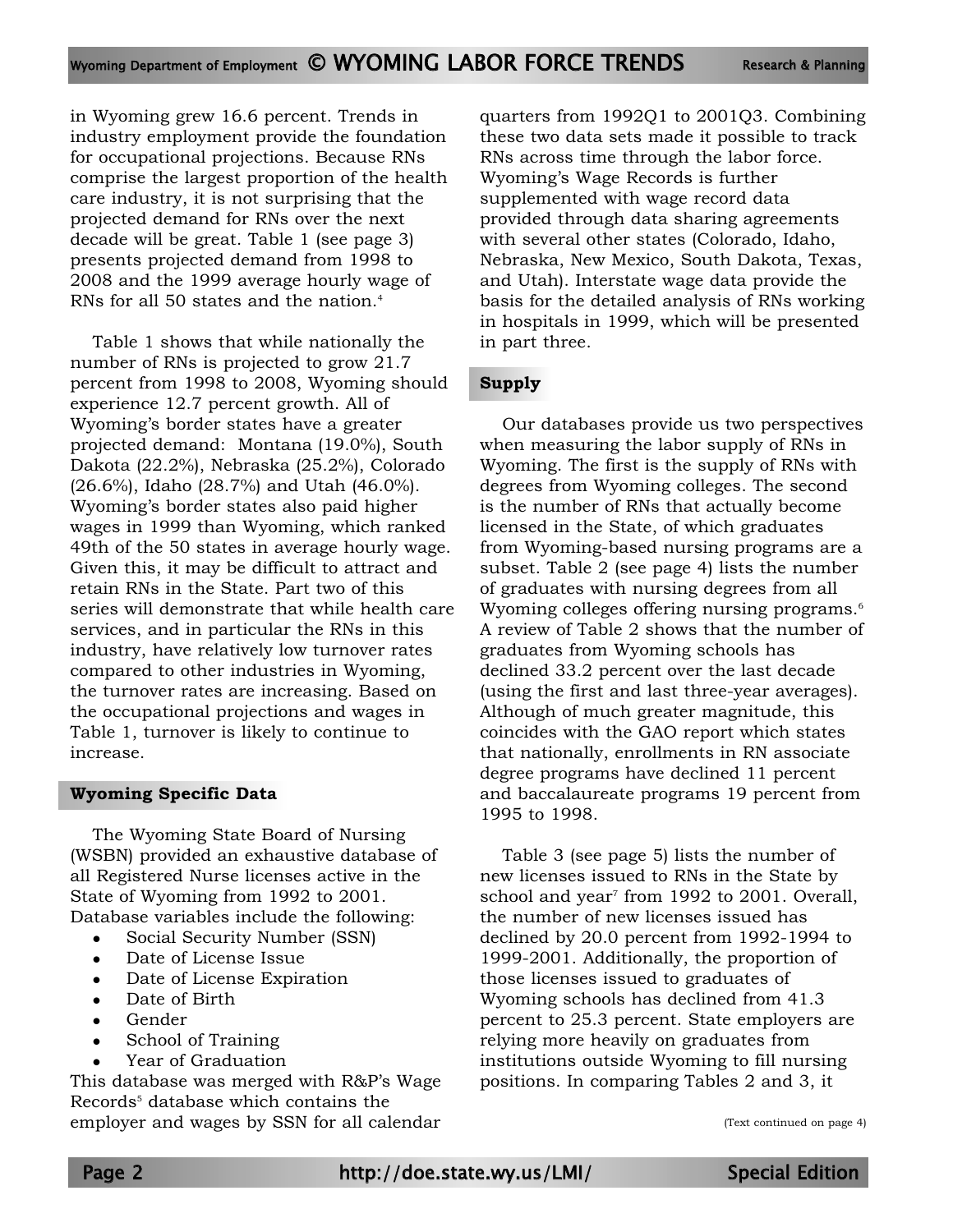in Wyoming grew 16.6 percent. Trends in industry employment provide the foundation for occupational projections. Because RNs comprise the largest proportion of the health care industry, it is not surprising that the projected demand for RNs over the next decade will be great. Table 1 (see page 3) presents projected demand from 1998 to 2008 and the 1999 average hourly wage of RNs for all 50 states and the nation.[4]

Table 1 shows that while nationally the number of RNs is projected to grow 21.7 percent from 1998 to 2008, Wyoming should experience 12.7 percent growth. All of Wyoming's border states have a greater projected demand: Montana (19.0%), South Dakota (22.2%), Nebraska (25.2%), Colorado (26.6%), Idaho (28.7%) and Utah (46.0%). Wyoming's border states also paid higher wages in 1999 than Wyoming, which ranked 49th of the 50 states in average hourly wage. Given this, it may be difficult to attract and retain RNs in the State. Part two of this series will demonstrate that while health care services, and in particular the RNs in this industry, have relatively low turnover rates compared to other industries in Wyoming, the turnover rates are increasing. Based on the occupational projections and wages in Table 1, turnover is likely to continue to increase.

### Wyoming Specific Data

The Wyoming State Board of Nursing (WSBN) provided an exhaustive database of all Registered Nurse licenses active in the State of Wyoming from 1992 to 2001. Database variables include the following:

- Social Security Number (SSN)
- Date of License Issue
- Date of License Expiration
- Date of Birth
- Gender
- School of Training
- Year of Graduation

This database was merged with R&P's Wage Records[5] database which contains the employer and wages by SSN for all calendar quarters from 1992Q1 to 2001Q3. Combining these two data sets made it possible to track RNs across time through the labor force. Wyoming's Wage Records is further supplemented with wage record data provided through data sharing agreements with several other states (Colorado, Idaho, Nebraska, New Mexico, South Dakota, Texas, and Utah). Interstate wage data provide the basis for the detailed analysis of RNs working in hospitals in 1999, which will be presented in part three.

### Supply

Our databases provide us two perspectives when measuring the labor supply of RNs in Wyoming. The first is the supply of RNs with degrees from Wyoming colleges. The second is the number of RNs that actually become licensed in the State, of which graduates from Wyoming-based nursing programs are a subset. Table 2 (see page 4) lists the number of graduates with nursing degrees from all Wyoming colleges offering nursing programs.[6] A review of Table 2 shows that the number of graduates from Wyoming schools has declined 33.2 percent over the last decade (using the first and last three-year averages). Although of much greater magnitude, this coincides with the GAO report which states that nationally, enrollments in RN associate degree programs have declined 11 percent and baccalaureate programs 19 percent from 1995 to 1998.

Table 3 (see page 5) lists the number of new licenses issued to RNs in the State by school and year[7] from 1992 to 2001. Overall, the number of new licenses issued has declined by 20.0 percent from 1992-1994 to 1999-2001. Additionally, the proportion of those licenses issued to graduates of Wyoming schools has declined from 41.3 percent to 25.3 percent. State employers are relying more heavily on graduates from institutions outside Wyoming to fill nursing positions. In comparing Tables 2 and 3, it

(Text continued on page 4)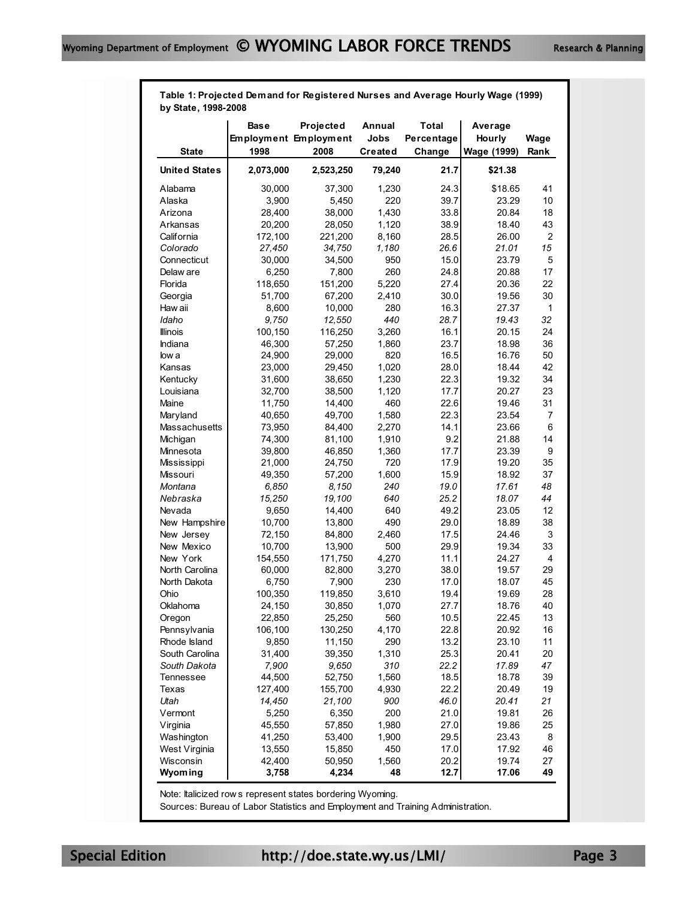**Table 1: Projected Demand for Registered Nurses and Average Hourly Wage (1999) by State, 1998-2008**

| State | Base Employment 1998 | Projected Employment 2008 | Annual Jobs Created | Total Percentage Change | Average Hourly Wage (1999) | Wage Rank |
|---|---|---|---|---|---|---|
| **United States** | **2,073,000** | **2,523,250** | **79,240** | **21.7** | **$21.38** | |
| Alabama | 30,000 | 37,300 | 1,230 | 24.3 | $18.65 | 41 |
| Alaska | 3,900 | 5,450 | 220 | 39.7 | 23.29 | 10 |
| Arizona | 28,400 | 38,000 | 1,430 | 33.8 | 20.84 | 18 |
| Arkansas | 20,200 | 28,050 | 1,120 | 38.9 | 18.40 | 43 |
| California | 172,100 | 221,200 | 8,160 | 28.5 | 26.00 | 2 |
| *Colorado* | *27,450* | *34,750* | *1,180* | *26.6* | *21.01* | *15* |
| Connecticut | 30,000 | 34,500 | 950 | 15.0 | 23.79 | 5 |
| Delaware | 6,250 | 7,800 | 260 | 24.8 | 20.88 | 17 |
| Florida | 118,650 | 151,200 | 5,220 | 27.4 | 20.36 | 22 |
| Georgia | 51,700 | 67,200 | 2,410 | 30.0 | 19.56 | 30 |
| Hawaii | 8,600 | 10,000 | 280 | 16.3 | 27.37 | 1 |
| *Idaho* | *9,750* | *12,550* | *440* | *28.7* | *19.43* | *32* |
| Illinois | 100,150 | 116,250 | 3,260 | 16.1 | 20.15 | 24 |
| Indiana | 46,300 | 57,250 | 1,860 | 23.7 | 18.98 | 36 |
| Iowa | 24,900 | 29,000 | 820 | 16.5 | 16.76 | 50 |
| Kansas | 23,000 | 29,450 | 1,020 | 28.0 | 18.44 | 42 |
| Kentucky | 31,600 | 38,650 | 1,230 | 22.3 | 19.32 | 34 |
| Louisiana | 32,700 | 38,500 | 1,120 | 17.7 | 20.27 | 23 |
| Maine | 11,750 | 14,400 | 460 | 22.6 | 19.46 | 31 |
| Maryland | 40,650 | 49,700 | 1,580 | 22.3 | 23.54 | 7 |
| Massachusetts | 73,950 | 84,400 | 2,270 | 14.1 | 23.66 | 6 |
| Michigan | 74,300 | 81,100 | 1,910 | 9.2 | 21.88 | 14 |
| Minnesota | 39,800 | 46,850 | 1,360 | 17.7 | 23.39 | 9 |
| Mississippi | 21,000 | 24,750 | 720 | 17.9 | 19.20 | 35 |
| Missouri | 49,350 | 57,200 | 1,600 | 15.9 | 18.92 | 37 |
| *Montana* | *6,850* | *8,150* | *240* | *19.0* | *17.61* | *48* |
| *Nebraska* | *15,250* | *19,100* | *640* | *25.2* | *18.07* | *44* |
| Nevada | 9,650 | 14,400 | 640 | 49.2 | 23.05 | 12 |
| New Hampshire | 10,700 | 13,800 | 490 | 29.0 | 18.89 | 38 |
| New Jersey | 72,150 | 84,800 | 2,460 | 17.5 | 24.46 | 3 |
| New Mexico | 10,700 | 13,900 | 500 | 29.9 | 19.34 | 33 |
| New York | 154,550 | 171,750 | 4,270 | 11.1 | 24.27 | 4 |
| North Carolina | 60,000 | 82,800 | 3,270 | 38.0 | 19.57 | 29 |
| North Dakota | 6,750 | 7,900 | 230 | 17.0 | 18.07 | 45 |
| Ohio | 100,350 | 119,850 | 3,610 | 19.4 | 19.69 | 28 |
| Oklahoma | 24,150 | 30,850 | 1,070 | 27.7 | 18.76 | 40 |
| Oregon | 22,850 | 25,250 | 560 | 10.5 | 22.45 | 13 |
| Pennsylvania | 106,100 | 130,250 | 4,170 | 22.8 | 20.92 | 16 |
| Rhode Island | 9,850 | 11,150 | 290 | 13.2 | 23.10 | 11 |
| South Carolina | 31,400 | 39,350 | 1,310 | 25.3 | 20.41 | 20 |
| *South Dakota* | *7,900* | *9,650* | *310* | *22.2* | *17.89* | *47* |
| Tennessee | 44,500 | 52,750 | 1,560 | 18.5 | 18.78 | 39 |
| Texas | 127,400 | 155,700 | 4,930 | 22.2 | 20.49 | 19 |
| *Utah* | *14,450* | *21,100* | *900* | *46.0* | *20.41* | *21* |
| Vermont | 5,250 | 6,350 | 200 | 21.0 | 19.81 | 26 |
| Virginia | 45,550 | 57,850 | 1,980 | 27.0 | 19.86 | 25 |
| Washington | 41,250 | 53,400 | 1,900 | 29.5 | 23.43 | 8 |
| West Virginia | 13,550 | 15,850 | 450 | 17.0 | 17.92 | 46 |
| Wisconsin | 42,400 | 50,950 | 1,560 | 20.2 | 19.74 | 27 |
| **Wyoming** | **3,758** | **4,234** | **48** | **12.7** | **17.06** | **49** |

Note: Italicized rows represent states bordering Wyoming.

Sources: Bureau of Labor Statistics and Employment and Training Administration.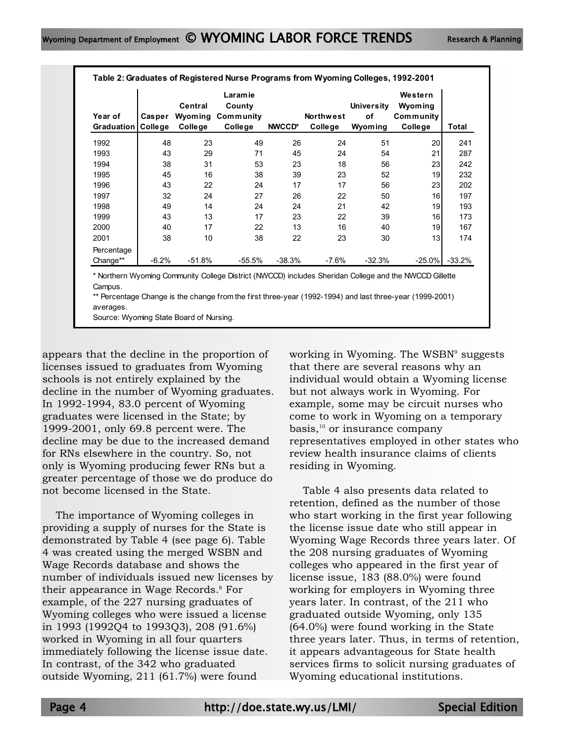**Table 2: Graduates of Registered Nurse Programs from Wyoming Colleges, 1992-2001**

| Year of Graduation | Casper College | Central Wyoming College | Laramie County Community College | NWCCD* | Northwest College | University of Wyoming | Western Wyoming Community College | Total |
|---|---|---|---|---|---|---|---|---|
| 1992 | 48 | 23 | 49 | 26 | 24 | 51 | 20 | 241 |
| 1993 | 43 | 29 | 71 | 45 | 24 | 54 | 21 | 287 |
| 1994 | 38 | 31 | 53 | 23 | 18 | 56 | 23 | 242 |
| 1995 | 45 | 16 | 38 | 39 | 23 | 52 | 19 | 232 |
| 1996 | 43 | 22 | 24 | 17 | 17 | 56 | 23 | 202 |
| 1997 | 32 | 24 | 27 | 26 | 22 | 50 | 16 | 197 |
| 1998 | 49 | 14 | 24 | 24 | 21 | 42 | 19 | 193 |
| 1999 | 43 | 13 | 17 | 23 | 22 | 39 | 16 | 173 |
| 2000 | 40 | 17 | 22 | 13 | 16 | 40 | 19 | 167 |
| 2001 | 38 | 10 | 38 | 22 | 23 | 30 | 13 | 174 |
| Percentage Change** | -6.2% | -51.8% | -55.5% | -38.3% | -7.6% | -32.3% | -25.0% | -33.2% |

* Northern Wyoming Community College District (NWCCD) includes Sheridan College and the NWCCD Gillette Campus.

** Percentage Change is the change from the first three-year (1992-1994) and last three-year (1999-2001) averages.

Source: Wyoming State Board of Nursing.

appears that the decline in the proportion of licenses issued to graduates from Wyoming schools is not entirely explained by the decline in the number of Wyoming graduates. In 1992-1994, 83.0 percent of Wyoming graduates were licensed in the State; by 1999-2001, only 69.8 percent were. The decline may be due to the increased demand for RNs elsewhere in the country. So, not only is Wyoming producing fewer RNs but a greater percentage of those we do produce do not become licensed in the State.

The importance of Wyoming colleges in providing a supply of nurses for the State is demonstrated by Table 4 (see page 6). Table 4 was created using the merged WSBN and Wage Records database and shows the number of individuals issued new licenses by their appearance in Wage Records.[8] For example, of the 227 nursing graduates of Wyoming colleges who were issued a license in 1993 (1992Q4 to 1993Q3), 208 (91.6%) worked in Wyoming in all four quarters immediately following the license issue date. In contrast, of the 342 who graduated outside Wyoming, 211 (61.7%) were found working in Wyoming. The WSBN[9] suggests that there are several reasons why an individual would obtain a Wyoming license but not always work in Wyoming. For example, some may be circuit nurses who come to work in Wyoming on a temporary basis,[10] or insurance company representatives employed in other states who review health insurance claims of clients residing in Wyoming.

Table 4 also presents data related to retention, defined as the number of those who start working in the first year following the license issue date who still appear in Wyoming Wage Records three years later. Of the 208 nursing graduates of Wyoming colleges who appeared in the first year of license issue, 183 (88.0%) were found working for employers in Wyoming three years later. In contrast, of the 211 who graduated outside Wyoming, only 135 (64.0%) were found working in the State three years later. Thus, in terms of retention, it appears advantageous for State health services firms to solicit nursing graduates of Wyoming educational institutions.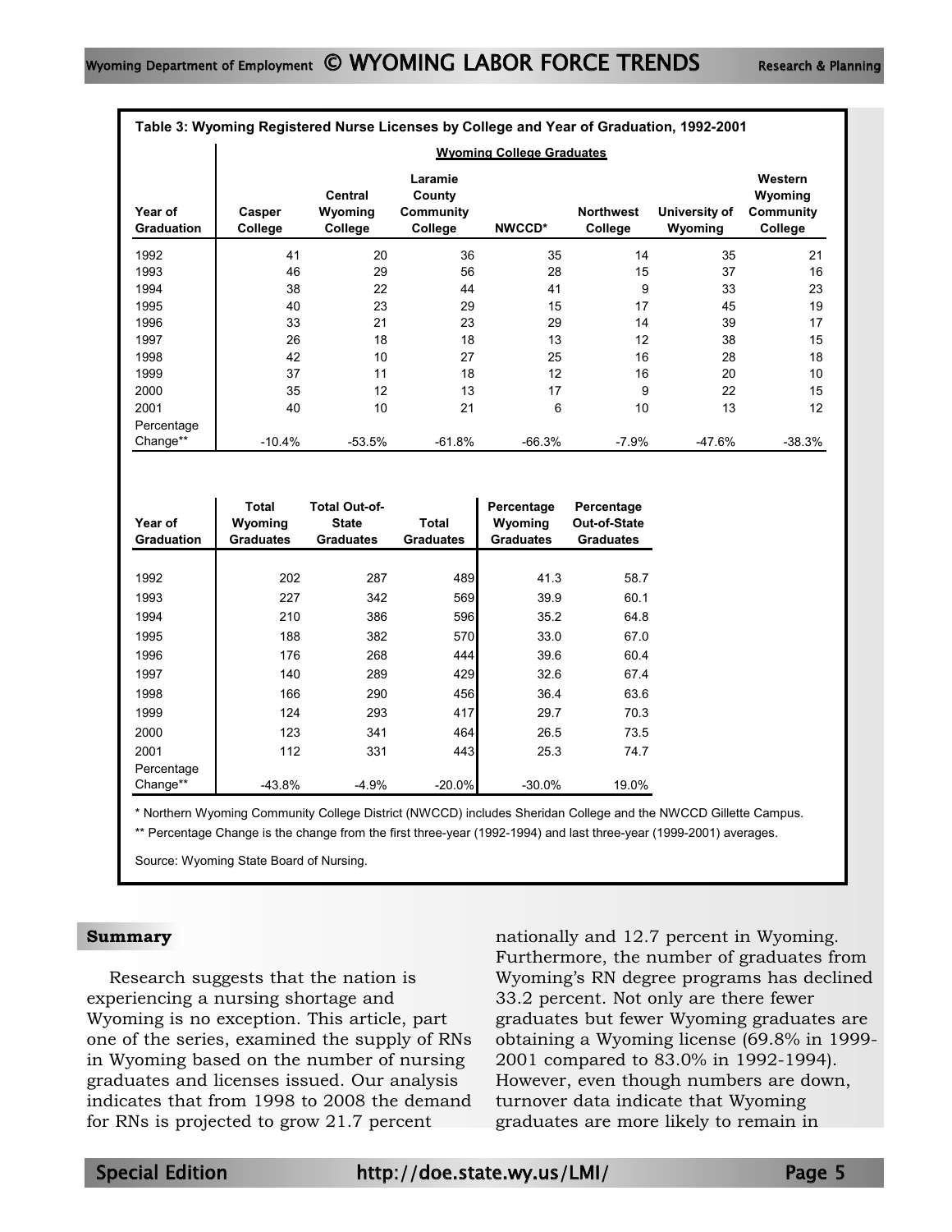**Table 3: Wyoming Registered Nurse Licenses by College and Year of Graduation, 1992-2001**

| | Wyoming College Graduates | | | | | | |
|---|---|---|---|---|---|---|---|
| Year of Graduation | Casper College | Central Wyoming College | Laramie County Community College | NWCCD* | Northwest College | University of Wyoming | Western Wyoming Community College |
| 1992 | 41 | 20 | 36 | 35 | 14 | 35 | 21 |
| 1993 | 46 | 29 | 56 | 28 | 15 | 37 | 16 |
| 1994 | 38 | 22 | 44 | 41 | 9 | 33 | 23 |
| 1995 | 40 | 23 | 29 | 15 | 17 | 45 | 19 |
| 1996 | 33 | 21 | 23 | 29 | 14 | 39 | 17 |
| 1997 | 26 | 18 | 18 | 13 | 12 | 38 | 15 |
| 1998 | 42 | 10 | 27 | 25 | 16 | 28 | 18 |
| 1999 | 37 | 11 | 18 | 12 | 16 | 20 | 10 |
| 2000 | 35 | 12 | 13 | 17 | 9 | 22 | 15 |
| 2001 | 40 | 10 | 21 | 6 | 10 | 13 | 12 |
| Percentage Change** | -10.4% | -53.5% | -61.8% | -66.3% | -7.9% | -47.6% | -38.3% |

| Year of Graduation | Total Wyoming Graduates | Total Out-of-State Graduates | Total Graduates | Percentage Wyoming Graduates | Percentage Out-of-State Graduates |
|---|---|---|---|---|---|
| 1992 | 202 | 287 | 489 | 41.3 | 58.7 |
| 1993 | 227 | 342 | 569 | 39.9 | 60.1 |
| 1994 | 210 | 386 | 596 | 35.2 | 64.8 |
| 1995 | 188 | 382 | 570 | 33.0 | 67.0 |
| 1996 | 176 | 268 | 444 | 39.6 | 60.4 |
| 1997 | 140 | 289 | 429 | 32.6 | 67.4 |
| 1998 | 166 | 290 | 456 | 36.4 | 63.6 |
| 1999 | 124 | 293 | 417 | 29.7 | 70.3 |
| 2000 | 123 | 341 | 464 | 26.5 | 73.5 |
| 2001 | 112 | 331 | 443 | 25.3 | 74.7 |
| Percentage Change** | -43.8% | -4.9% | -20.0% | -30.0% | 19.0% |

\* Northern Wyoming Community College District (NWCCD) includes Sheridan College and the NWCCD Gillette Campus.

\** Percentage Change is the change from the first three-year (1992-1994) and last three-year (1999-2001) averages.

Source: Wyoming State Board of Nursing.

## Summary

Research suggests that the nation is experiencing a nursing shortage and Wyoming is no exception. This article, part one of the series, examined the supply of RNs in Wyoming based on the number of nursing graduates and licenses issued. Our analysis indicates that from 1998 to 2008 the demand for RNs is projected to grow 21.7 percent nationally and 12.7 percent in Wyoming. Furthermore, the number of graduates from Wyoming's RN degree programs has declined 33.2 percent. Not only are there fewer graduates but fewer Wyoming graduates are obtaining a Wyoming license (69.8% in 1999-2001 compared to 83.0% in 1992-1994). However, even though numbers are down, turnover data indicate that Wyoming graduates are more likely to remain in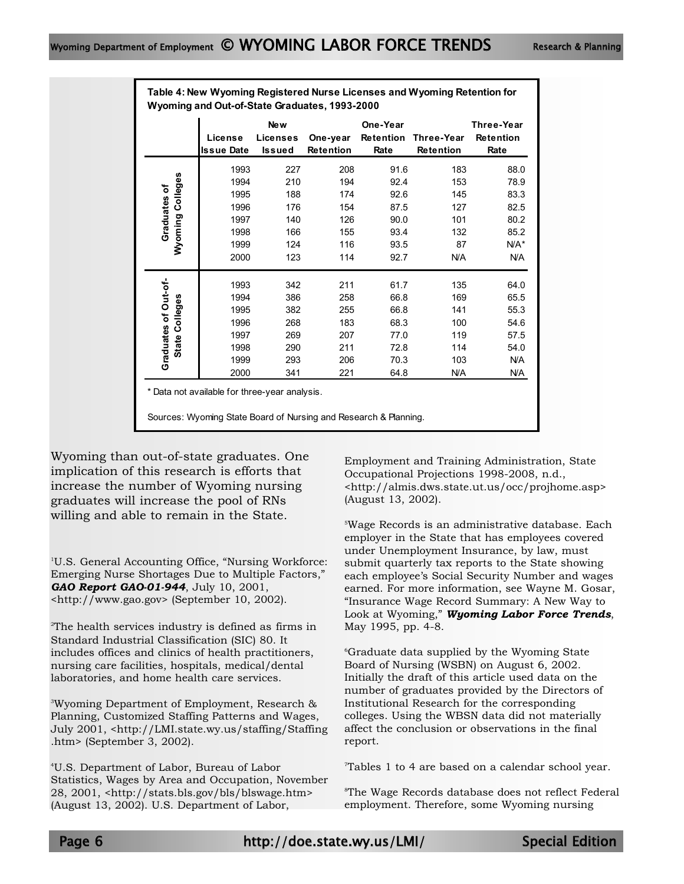**Table 4: New Wyoming Registered Nurse Licenses and Wyoming Retention for Wyoming and Out-of-State Graduates, 1993-2000**

| | License Issue Date | New Licenses Issued | One-year Retention | One-Year Retention Rate | Three-Year Retention | Three-Year Retention Rate |
|---|---|---|---|---|---|---|
| Graduates of Wyoming Colleges | 1993 | 227 | 208 | 91.6 | 183 | 88.0 |
| | 1994 | 210 | 194 | 92.4 | 153 | 78.9 |
| | 1995 | 188 | 174 | 92.6 | 145 | 83.3 |
| | 1996 | 176 | 154 | 87.5 | 127 | 82.5 |
| | 1997 | 140 | 126 | 90.0 | 101 | 80.2 |
| | 1998 | 166 | 155 | 93.4 | 132 | 85.2 |
| | 1999 | 124 | 116 | 93.5 | 87 | N/A* |
| | 2000 | 123 | 114 | 92.7 | N/A | N/A |
| Graduates of Out-of-State Colleges | 1993 | 342 | 211 | 61.7 | 135 | 64.0 |
| | 1994 | 386 | 258 | 66.8 | 169 | 65.5 |
| | 1995 | 382 | 255 | 66.8 | 141 | 55.3 |
| | 1996 | 268 | 183 | 68.3 | 100 | 54.6 |
| | 1997 | 269 | 207 | 77.0 | 119 | 57.5 |
| | 1998 | 290 | 211 | 72.8 | 114 | 54.0 |
| | 1999 | 293 | 206 | 70.3 | 103 | N/A |
| | 2000 | 341 | 221 | 64.8 | N/A | N/A |

\* Data not available for three-year analysis.

Sources: Wyoming State Board of Nursing and Research & Planning.

Wyoming than out-of-state graduates. One implication of this research is efforts that increase the number of Wyoming nursing graduates will increase the pool of RNs willing and able to remain in the State.

[1]U.S. General Accounting Office, "Nursing Workforce: Emerging Nurse Shortages Due to Multiple Factors," ***GAO Report GAO-01-944***, July 10, 2001, <http://www.gao.gov> (September 10, 2002).

[2]The health services industry is defined as firms in Standard Industrial Classification (SIC) 80. It includes offices and clinics of health practitioners, nursing care facilities, hospitals, medical/dental laboratories, and home health care services.

[3]Wyoming Department of Employment, Research & Planning, Customized Staffing Patterns and Wages, July 2001, <http://LMI.state.wy.us/staffing/Staffing.htm> (September 3, 2002).

[4]U.S. Department of Labor, Bureau of Labor Statistics, Wages by Area and Occupation, November 28, 2001, <http://stats.bls.gov/bls/blswage.htm> (August 13, 2002). U.S. Department of Labor, Employment and Training Administration, State Occupational Projections 1998-2008, n.d., <http://almis.dws.state.ut.us/occ/projhome.asp> (August 13, 2002).

[5]Wage Records is an administrative database. Each employer in the State that has employees covered under Unemployment Insurance, by law, must submit quarterly tax reports to the State showing each employee's Social Security Number and wages earned. For more information, see Wayne M. Gosar, "Insurance Wage Record Summary: A New Way to Look at Wyoming," ***Wyoming Labor Force Trends***, May 1995, pp. 4-8.

[6]Graduate data supplied by the Wyoming State Board of Nursing (WSBN) on August 6, 2002. Initially the draft of this article used data on the number of graduates provided by the Directors of Institutional Research for the corresponding colleges. Using the WBSN data did not materially affect the conclusion or observations in the final report.

[7]Tables 1 to 4 are based on a calendar school year.

[8]The Wage Records database does not reflect Federal employment. Therefore, some Wyoming nursing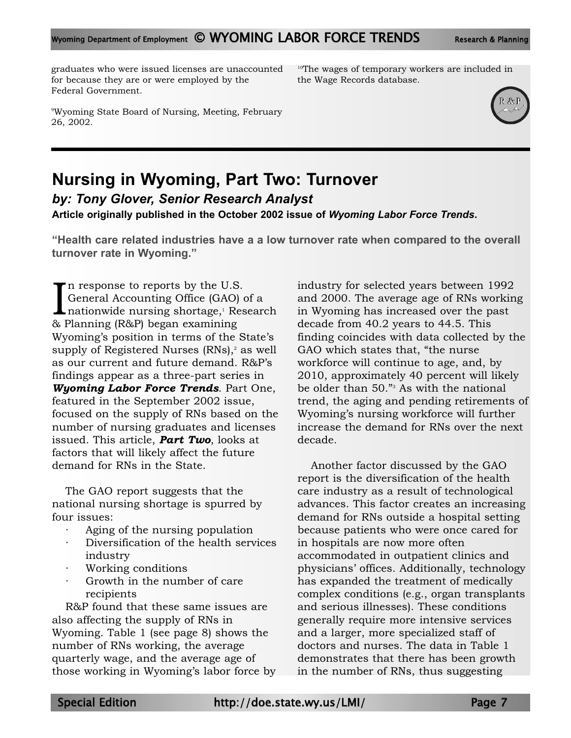graduates who were issued licenses are unaccounted for because they are or were employed by the Federal Government.

[9]Wyoming State Board of Nursing, Meeting, February 26, 2002.

[10]The wages of temporary workers are included in the Wage Records database.

---

# Nursing in Wyoming, Part Two: Turnover

***by: Tony Glover, Senior Research Analyst***

**Article originally published in the October 2002 issue of *Wyoming Labor Force Trends*.**

**"Health care related industries have a a low turnover rate when compared to the overall turnover rate in Wyoming."**

In response to reports by the U.S. General Accounting Office (GAO) of a nationwide nursing shortage,[1] Research & Planning (R&P) began examining Wyoming's position in terms of the State's supply of Registered Nurses (RNs),[2] as well as our current and future demand. R&P's findings appear as a three-part series in ***Wyoming Labor Force Trends***. Part One, featured in the September 2002 issue, focused on the supply of RNs based on the number of nursing graduates and licenses issued. This article, ***Part Two***, looks at factors that will likely affect the future demand for RNs in the State.

The GAO report suggests that the national nursing shortage is spurred by four issues:

- Aging of the nursing population
- Diversification of the health services industry
- Working conditions
- Growth in the number of care recipients

R&P found that these same issues are also affecting the supply of RNs in Wyoming. Table 1 (see page 8) shows the number of RNs working, the average quarterly wage, and the average age of those working in Wyoming's labor force by industry for selected years between 1992 and 2000. The average age of RNs working in Wyoming has increased over the past decade from 40.2 years to 44.5. This finding coincides with data collected by the GAO which states that, "the nurse workforce will continue to age, and, by 2010, approximately 40 percent will likely be older than 50."[3] As with the national trend, the aging and pending retirements of Wyoming's nursing workforce will further increase the demand for RNs over the next decade.

Another factor discussed by the GAO report is the diversification of the health care industry as a result of technological advances. This factor creates an increasing demand for RNs outside a hospital setting because patients who were once cared for in hospitals are now more often accommodated in outpatient clinics and physicians' offices. Additionally, technology has expanded the treatment of medically complex conditions (e.g., organ transplants and serious illnesses). These conditions generally require more intensive services and a larger, more specialized staff of doctors and nurses. The data in Table 1 demonstrates that there has been growth in the number of RNs, thus suggesting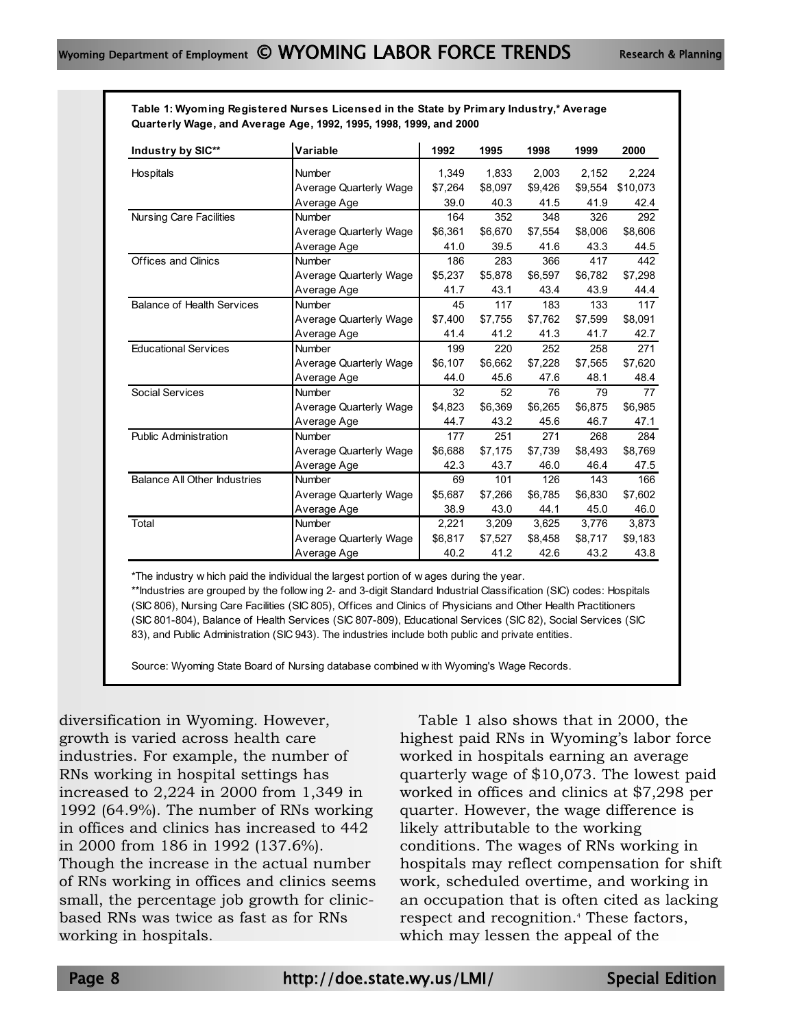**Table 1: Wyoming Registered Nurses Licensed in the State by Primary Industry,* Average Quarterly Wage, and Average Age, 1992, 1995, 1998, 1999, and 2000**

| Industry by SIC** | Variable | 1992 | 1995 | 1998 | 1999 | 2000 |
|---|---|---|---|---|---|---|
| Hospitals | Number | 1,349 | 1,833 | 2,003 | 2,152 | 2,224 |
| | Average Quarterly Wage | $7,264 | $8,097 | $9,426 | $9,554 | $10,073 |
| | Average Age | 39.0 | 40.3 | 41.5 | 41.9 | 42.4 |
| Nursing Care Facilities | Number | 164 | 352 | 348 | 326 | 292 |
| | Average Quarterly Wage | $6,361 | $6,670 | $7,554 | $8,006 | $8,606 |
| | Average Age | 41.0 | 39.5 | 41.6 | 43.3 | 44.5 |
| Offices and Clinics | Number | 186 | 283 | 366 | 417 | 442 |
| | Average Quarterly Wage | $5,237 | $5,878 | $6,597 | $6,782 | $7,298 |
| | Average Age | 41.7 | 43.1 | 43.4 | 43.9 | 44.4 |
| Balance of Health Services | Number | 45 | 117 | 183 | 133 | 117 |
| | Average Quarterly Wage | $7,400 | $7,755 | $7,762 | $7,599 | $8,091 |
| | Average Age | 41.4 | 41.2 | 41.3 | 41.7 | 42.7 |
| Educational Services | Number | 199 | 220 | 252 | 258 | 271 |
| | Average Quarterly Wage | $6,107 | $6,662 | $7,228 | $7,565 | $7,620 |
| | Average Age | 44.0 | 45.6 | 47.6 | 48.1 | 48.4 |
| Social Services | Number | 32 | 52 | 76 | 79 | 77 |
| | Average Quarterly Wage | $4,823 | $6,369 | $6,265 | $6,875 | $6,985 |
| | Average Age | 44.7 | 43.2 | 45.6 | 46.7 | 47.1 |
| Public Administration | Number | 177 | 251 | 271 | 268 | 284 |
| | Average Quarterly Wage | $6,688 | $7,175 | $7,739 | $8,493 | $8,769 |
| | Average Age | 42.3 | 43.7 | 46.0 | 46.4 | 47.5 |
| Balance All Other Industries | Number | 69 | 101 | 126 | 143 | 166 |
| | Average Quarterly Wage | $5,687 | $7,266 | $6,785 | $6,830 | $7,602 |
| | Average Age | 38.9 | 43.0 | 44.1 | 45.0 | 46.0 |
| Total | Number | 2,221 | 3,209 | 3,625 | 3,776 | 3,873 |
| | Average Quarterly Wage | $6,817 | $7,527 | $8,458 | $8,717 | $9,183 |
| | Average Age | 40.2 | 41.2 | 42.6 | 43.2 | 43.8 |

*The industry which paid the individual the largest portion of wages during the year.

**Industries are grouped by the following 2- and 3-digit Standard Industrial Classification (SIC) codes: Hospitals (SIC 806), Nursing Care Facilities (SIC 805), Offices and Clinics of Physicians and Other Health Practitioners (SIC 801-804), Balance of Health Services (SIC 807-809), Educational Services (SIC 82), Social Services (SIC 83), and Public Administration (SIC 943). The industries include both public and private entities.

Source: Wyoming State Board of Nursing database combined with Wyoming's Wage Records.

diversification in Wyoming. However, growth is varied across health care industries. For example, the number of RNs working in hospital settings has increased to 2,224 in 2000 from 1,349 in 1992 (64.9%). The number of RNs working in offices and clinics has increased to 442 in 2000 from 186 in 1992 (137.6%). Though the increase in the actual number of RNs working in offices and clinics seems small, the percentage job growth for clinic-based RNs was twice as fast as for RNs working in hospitals.

Table 1 also shows that in 2000, the highest paid RNs in Wyoming's labor force worked in hospitals earning an average quarterly wage of $10,073. The lowest paid worked in offices and clinics at $7,298 per quarter. However, the wage difference is likely attributable to the working conditions. The wages of RNs working in hospitals may reflect compensation for shift work, scheduled overtime, and working in an occupation that is often cited as lacking respect and recognition.[4] These factors, which may lessen the appeal of the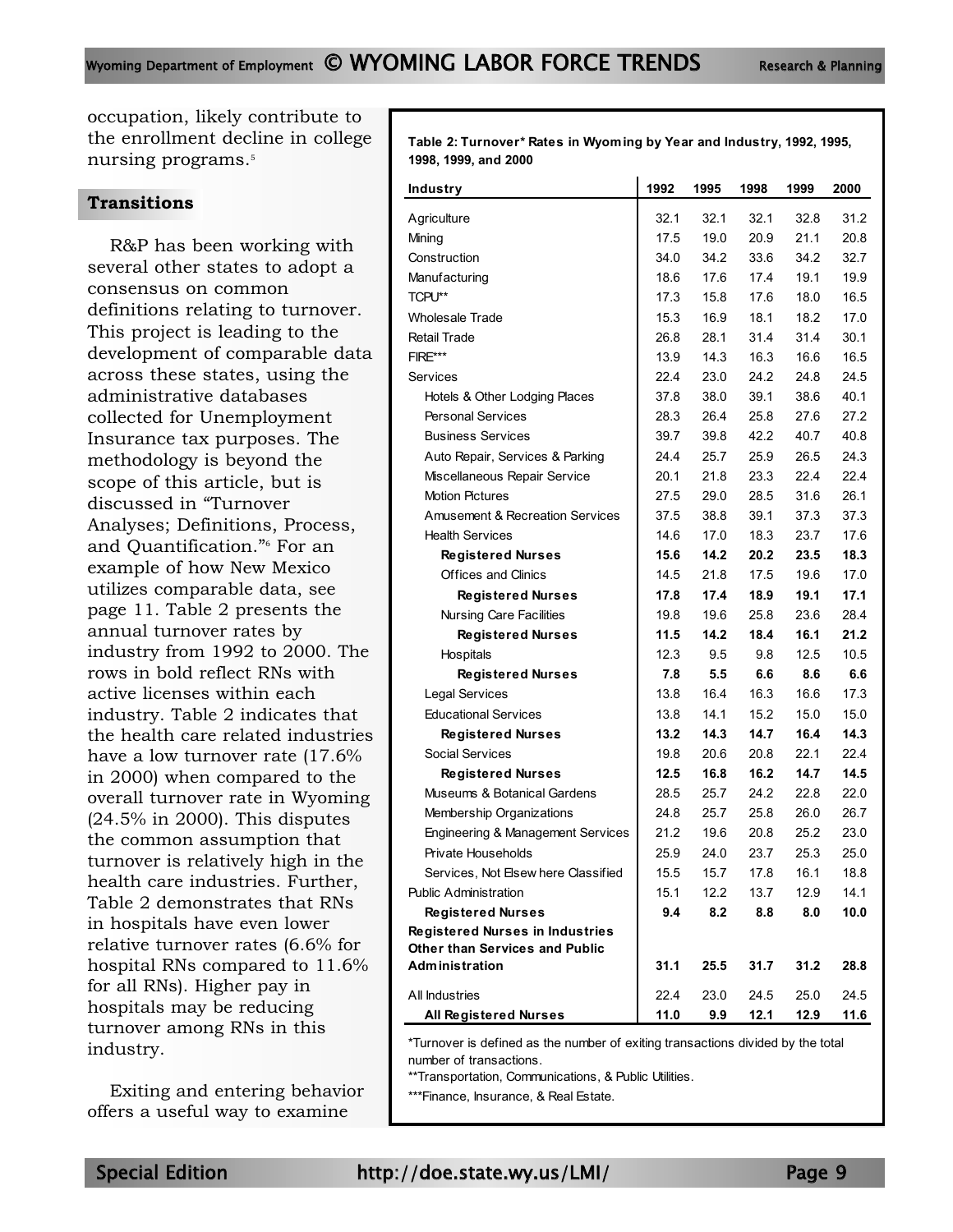occupation, likely contribute to the enrollment decline in college nursing programs.[5]

## Transitions

R&P has been working with several other states to adopt a consensus on common definitions relating to turnover. This project is leading to the development of comparable data across these states, using the administrative databases collected for Unemployment Insurance tax purposes. The methodology is beyond the scope of this article, but is discussed in "Turnover Analyses; Definitions, Process, and Quantification."[6] For an example of how New Mexico utilizes comparable data, see page 11. Table 2 presents the annual turnover rates by industry from 1992 to 2000. The rows in bold reflect RNs with active licenses within each industry. Table 2 indicates that the health care related industries have a low turnover rate (17.6% in 2000) when compared to the overall turnover rate in Wyoming (24.5% in 2000). This disputes the common assumption that turnover is relatively high in the health care industries. Further, Table 2 demonstrates that RNs in hospitals have even lower relative turnover rates (6.6% for hospital RNs compared to 11.6% for all RNs). Higher pay in hospitals may be reducing turnover among RNs in this industry.

Exiting and entering behavior offers a useful way to examine

**Table 2: Turnover* Rates in Wyoming by Year and Industry, 1992, 1995, 1998, 1999, and 2000**

| Industry | 1992 | 1995 | 1998 | 1999 | 2000 |
|---|---|---|---|---|---|
| Agriculture | 32.1 | 32.1 | 32.1 | 32.8 | 31.2 |
| Mining | 17.5 | 19.0 | 20.9 | 21.1 | 20.8 |
| Construction | 34.0 | 34.2 | 33.6 | 34.2 | 32.7 |
| Manufacturing | 18.6 | 17.6 | 17.4 | 19.1 | 19.9 |
| TCPU** | 17.3 | 15.8 | 17.6 | 18.0 | 16.5 |
| Wholesale Trade | 15.3 | 16.9 | 18.1 | 18.2 | 17.0 |
| Retail Trade | 26.8 | 28.1 | 31.4 | 31.4 | 30.1 |
| FIRE*** | 13.9 | 14.3 | 16.3 | 16.6 | 16.5 |
| Services | 22.4 | 23.0 | 24.2 | 24.8 | 24.5 |
| Hotels & Other Lodging Places | 37.8 | 38.0 | 39.1 | 38.6 | 40.1 |
| Personal Services | 28.3 | 26.4 | 25.8 | 27.6 | 27.2 |
| Business Services | 39.7 | 39.8 | 42.2 | 40.7 | 40.8 |
| Auto Repair, Services & Parking | 24.4 | 25.7 | 25.9 | 26.5 | 24.3 |
| Miscellaneous Repair Service | 20.1 | 21.8 | 23.3 | 22.4 | 22.4 |
| Motion Pictures | 27.5 | 29.0 | 28.5 | 31.6 | 26.1 |
| Amusement & Recreation Services | 37.5 | 38.8 | 39.1 | 37.3 | 37.3 |
| Health Services | 14.6 | 17.0 | 18.3 | 23.7 | 17.6 |
| **Registered Nurses** | **15.6** | **14.2** | **20.2** | **23.5** | **18.3** |
| Offices and Clinics | 14.5 | 21.8 | 17.5 | 19.6 | 17.0 |
| **Registered Nurses** | **17.8** | **17.4** | **18.9** | **19.1** | **17.1** |
| Nursing Care Facilities | 19.8 | 19.6 | 25.8 | 23.6 | 28.4 |
| **Registered Nurses** | **11.5** | **14.2** | **18.4** | **16.1** | **21.2** |
| Hospitals | 12.3 | 9.5 | 9.8 | 12.5 | 10.5 |
| **Registered Nurses** | **7.8** | **5.5** | **6.6** | **8.6** | **6.6** |
| Legal Services | 13.8 | 16.4 | 16.3 | 16.6 | 17.3 |
| Educational Services | 13.8 | 14.1 | 15.2 | 15.0 | 15.0 |
| **Registered Nurses** | **13.2** | **14.3** | **14.7** | **16.4** | **14.3** |
| Social Services | 19.8 | 20.6 | 20.8 | 22.1 | 22.4 |
| **Registered Nurses** | **12.5** | **16.8** | **16.2** | **14.7** | **14.5** |
| Museums & Botanical Gardens | 28.5 | 25.7 | 24.2 | 22.8 | 22.0 |
| Membership Organizations | 24.8 | 25.7 | 25.8 | 26.0 | 26.7 |
| Engineering & Management Services | 21.2 | 19.6 | 20.8 | 25.2 | 23.0 |
| Private Households | 25.9 | 24.0 | 23.7 | 25.3 | 25.0 |
| Services, Not Elsewhere Classified | 15.5 | 15.7 | 17.8 | 16.1 | 18.8 |
| Public Administration | 15.1 | 12.2 | 13.7 | 12.9 | 14.1 |
| **Registered Nurses** | **9.4** | **8.2** | **8.8** | **8.0** | **10.0** |
| **Registered Nurses in Industries Other than Services and Public Administration** | **31.1** | **25.5** | **31.7** | **31.2** | **28.8** |
| All Industries | 22.4 | 23.0 | 24.5 | 25.0 | 24.5 |
| **All Registered Nurses** | **11.0** | **9.9** | **12.1** | **12.9** | **11.6** |

*Turnover is defined as the number of exiting transactions divided by the total number of transactions.

**Transportation, Communications, & Public Utilities.

***Finance, Insurance, & Real Estate.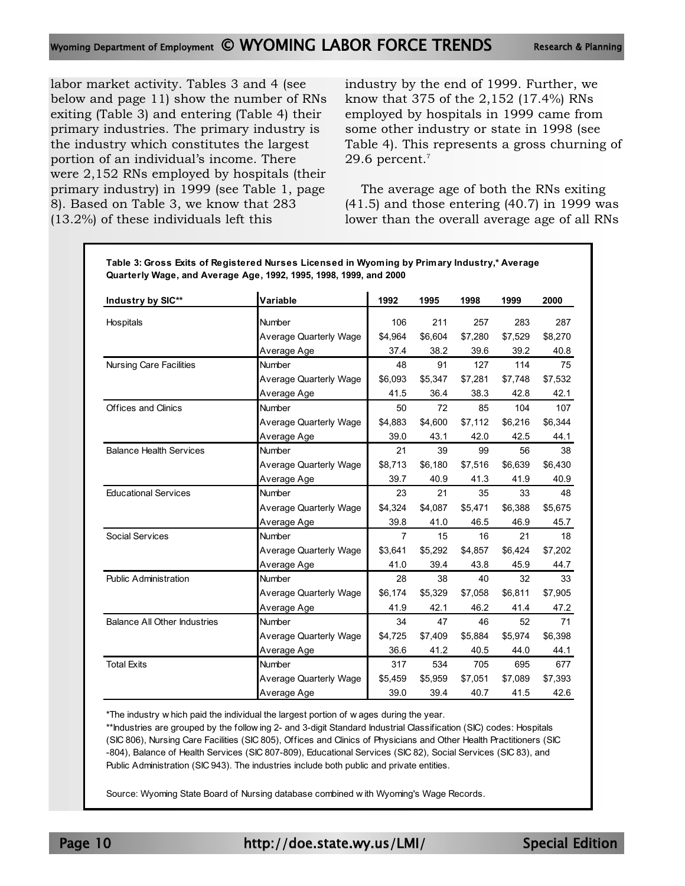labor market activity. Tables 3 and 4 (see below and page 11) show the number of RNs exiting (Table 3) and entering (Table 4) their primary industries. The primary industry is the industry which constitutes the largest portion of an individual's income. There were 2,152 RNs employed by hospitals (their primary industry) in 1999 (see Table 1, page 8). Based on Table 3, we know that 283 (13.2%) of these individuals left this industry by the end of 1999. Further, we know that 375 of the 2,152 (17.4%) RNs employed by hospitals in 1999 came from some other industry or state in 1998 (see Table 4). This represents a gross churning of 29.6 percent.[7]

The average age of both the RNs exiting (41.5) and those entering (40.7) in 1999 was lower than the overall average age of all RNs

**Table 3: Gross Exits of Registered Nurses Licensed in Wyoming by Primary Industry,* Average Quarterly Wage, and Average Age, 1992, 1995, 1998, 1999, and 2000**

| Industry by SIC** | Variable | 1992 | 1995 | 1998 | 1999 | 2000 |
|---|---|---|---|---|---|---|
| Hospitals | Number | 106 | 211 | 257 | 283 | 287 |
| | Average Quarterly Wage | $4,964 | $6,604 | $7,280 | $7,529 | $8,270 |
| | Average Age | 37.4 | 38.2 | 39.6 | 39.2 | 40.8 |
| Nursing Care Facilities | Number | 48 | 91 | 127 | 114 | 75 |
| | Average Quarterly Wage | $6,093 | $5,347 | $7,281 | $7,748 | $7,532 |
| | Average Age | 41.5 | 36.4 | 38.3 | 42.8 | 42.1 |
| Offices and Clinics | Number | 50 | 72 | 85 | 104 | 107 |
| | Average Quarterly Wage | $4,883 | $4,600 | $7,112 | $6,216 | $6,344 |
| | Average Age | 39.0 | 43.1 | 42.0 | 42.5 | 44.1 |
| Balance Health Services | Number | 21 | 39 | 99 | 56 | 38 |
| | Average Quarterly Wage | $8,713 | $6,180 | $7,516 | $6,639 | $6,430 |
| | Average Age | 39.7 | 40.9 | 41.3 | 41.9 | 40.9 |
| Educational Services | Number | 23 | 21 | 35 | 33 | 48 |
| | Average Quarterly Wage | $4,324 | $4,087 | $5,471 | $6,388 | $5,675 |
| | Average Age | 39.8 | 41.0 | 46.5 | 46.9 | 45.7 |
| Social Services | Number | 7 | 15 | 16 | 21 | 18 |
| | Average Quarterly Wage | $3,641 | $5,292 | $4,857 | $6,424 | $7,202 |
| | Average Age | 41.0 | 39.4 | 43.8 | 45.9 | 44.7 |
| Public Administration | Number | 28 | 38 | 40 | 32 | 33 |
| | Average Quarterly Wage | $6,174 | $5,329 | $7,058 | $6,811 | $7,905 |
| | Average Age | 41.9 | 42.1 | 46.2 | 41.4 | 47.2 |
| Balance All Other Industries | Number | 34 | 47 | 46 | 52 | 71 |
| | Average Quarterly Wage | $4,725 | $7,409 | $5,884 | $5,974 | $6,398 |
| | Average Age | 36.6 | 41.2 | 40.5 | 44.0 | 44.1 |
| Total Exits | Number | 317 | 534 | 705 | 695 | 677 |
| | Average Quarterly Wage | $5,459 | $5,959 | $7,051 | $7,089 | $7,393 |
| | Average Age | 39.0 | 39.4 | 40.7 | 41.5 | 42.6 |

*The industry which paid the individual the largest portion of wages during the year.

**Industries are grouped by the following 2- and 3-digit Standard Industrial Classification (SIC) codes: Hospitals (SIC 806), Nursing Care Facilities (SIC 805), Offices and Clinics of Physicians and Other Health Practitioners (SIC -804), Balance of Health Services (SIC 807-809), Educational Services (SIC 82), Social Services (SIC 83), and Public Administration (SIC 943). The industries include both public and private entities.

Source: Wyoming State Board of Nursing database combined with Wyoming's Wage Records.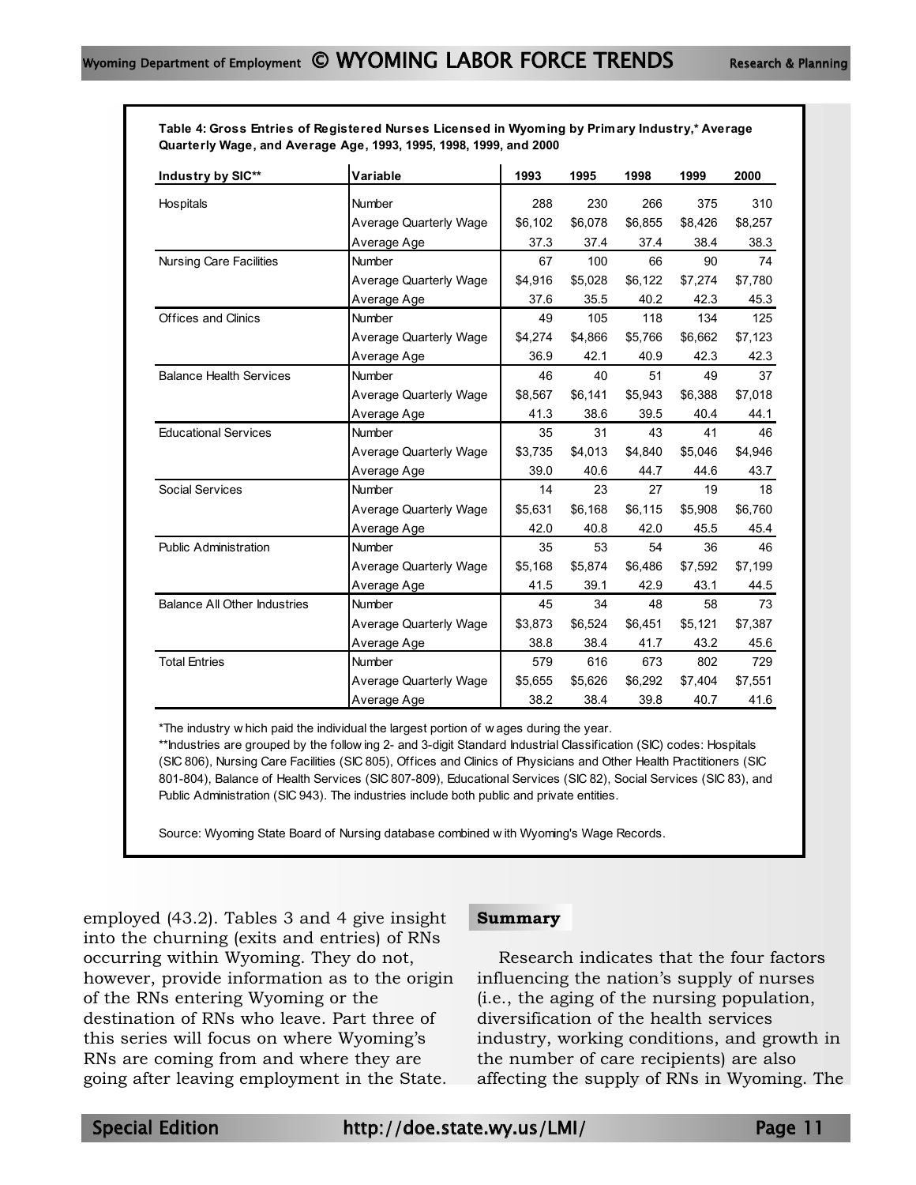**Table 4: Gross Entries of Registered Nurses Licensed in Wyoming by Primary Industry,* Average Quarterly Wage, and Average Age, 1993, 1995, 1998, 1999, and 2000**

| Industry by SIC** | Variable | 1993 | 1995 | 1998 | 1999 | 2000 |
|---|---|---|---|---|---|---|
| Hospitals | Number | 288 | 230 | 266 | 375 | 310 |
| | Average Quarterly Wage | $6,102 | $6,078 | $6,855 | $8,426 | $8,257 |
| | Average Age | 37.3 | 37.4 | 37.4 | 38.4 | 38.3 |
| Nursing Care Facilities | Number | 67 | 100 | 66 | 90 | 74 |
| | Average Quarterly Wage | $4,916 | $5,028 | $6,122 | $7,274 | $7,780 |
| | Average Age | 37.6 | 35.5 | 40.2 | 42.3 | 45.3 |
| Offices and Clinics | Number | 49 | 105 | 118 | 134 | 125 |
| | Average Quarterly Wage | $4,274 | $4,866 | $5,766 | $6,662 | $7,123 |
| | Average Age | 36.9 | 42.1 | 40.9 | 42.3 | 42.3 |
| Balance Health Services | Number | 46 | 40 | 51 | 49 | 37 |
| | Average Quarterly Wage | $8,567 | $6,141 | $5,943 | $6,388 | $7,018 |
| | Average Age | 41.3 | 38.6 | 39.5 | 40.4 | 44.1 |
| Educational Services | Number | 35 | 31 | 43 | 41 | 46 |
| | Average Quarterly Wage | $3,735 | $4,013 | $4,840 | $5,046 | $4,946 |
| | Average Age | 39.0 | 40.6 | 44.7 | 44.6 | 43.7 |
| Social Services | Number | 14 | 23 | 27 | 19 | 18 |
| | Average Quarterly Wage | $5,631 | $6,168 | $6,115 | $5,908 | $6,760 |
| | Average Age | 42.0 | 40.8 | 42.0 | 45.5 | 45.4 |
| Public Administration | Number | 35 | 53 | 54 | 36 | 46 |
| | Average Quarterly Wage | $5,168 | $5,874 | $6,486 | $7,592 | $7,199 |
| | Average Age | 41.5 | 39.1 | 42.9 | 43.1 | 44.5 |
| Balance All Other Industries | Number | 45 | 34 | 48 | 58 | 73 |
| | Average Quarterly Wage | $3,873 | $6,524 | $6,451 | $5,121 | $7,387 |
| | Average Age | 38.8 | 38.4 | 41.7 | 43.2 | 45.6 |
| Total Entries | Number | 579 | 616 | 673 | 802 | 729 |
| | Average Quarterly Wage | $5,655 | $5,626 | $6,292 | $7,404 | $7,551 |
| | Average Age | 38.2 | 38.4 | 39.8 | 40.7 | 41.6 |

*The industry which paid the individual the largest portion of wages during the year.

**Industries are grouped by the following 2- and 3-digit Standard Industrial Classification (SIC) codes: Hospitals (SIC 806), Nursing Care Facilities (SIC 805), Offices and Clinics of Physicians and Other Health Practitioners (SIC 801-804), Balance of Health Services (SIC 807-809), Educational Services (SIC 82), Social Services (SIC 83), and Public Administration (SIC 943). The industries include both public and private entities.

Source: Wyoming State Board of Nursing database combined with Wyoming's Wage Records.

employed (43.2). Tables 3 and 4 give insight into the churning (exits and entries) of RNs occurring within Wyoming. They do not, however, provide information as to the origin of the RNs entering Wyoming or the destination of RNs who leave. Part three of this series will focus on where Wyoming's RNs are coming from and where they are going after leaving employment in the State.

## Summary

Research indicates that the four factors influencing the nation's supply of nurses (i.e., the aging of the nursing population, diversification of the health services industry, working conditions, and growth in the number of care recipients) are also affecting the supply of RNs in Wyoming. The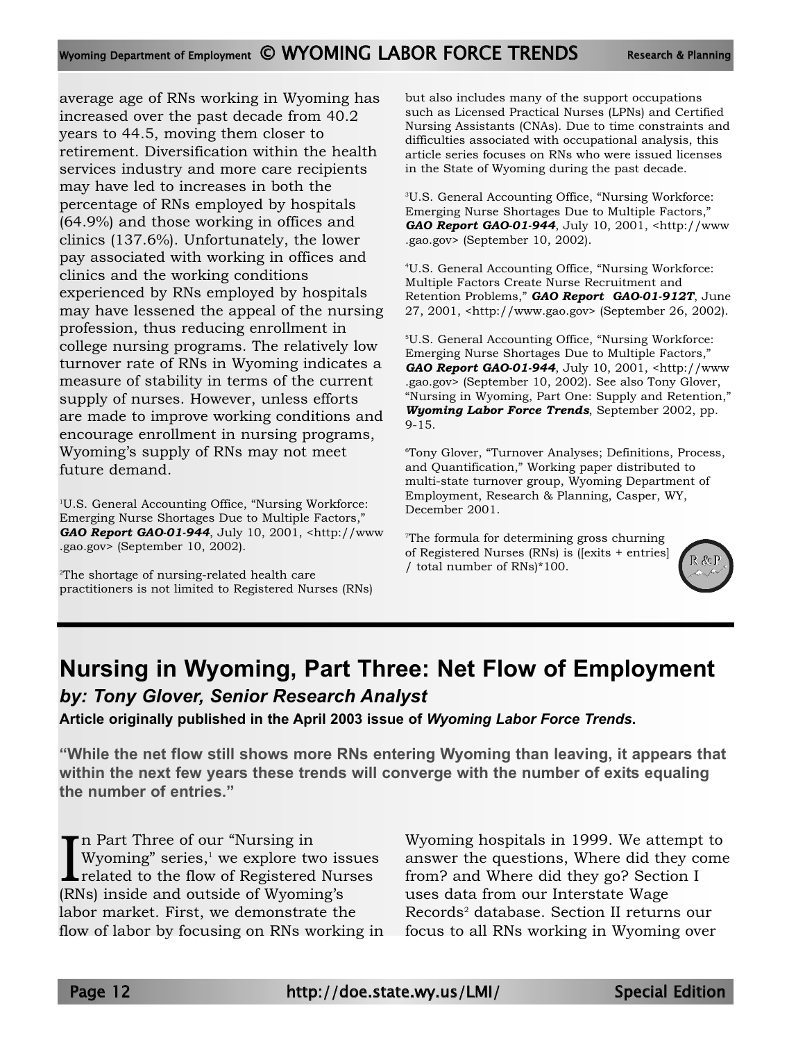average age of RNs working in Wyoming has increased over the past decade from 40.2 years to 44.5, moving them closer to retirement. Diversification within the health services industry and more care recipients may have led to increases in both the percentage of RNs employed by hospitals (64.9%) and those working in offices and clinics (137.6%). Unfortunately, the lower pay associated with working in offices and clinics and the working conditions experienced by RNs employed by hospitals may have lessened the appeal of the nursing profession, thus reducing enrollment in college nursing programs. The relatively low turnover rate of RNs in Wyoming indicates a measure of stability in terms of the current supply of nurses. However, unless efforts are made to improve working conditions and encourage enrollment in nursing programs, Wyoming's supply of RNs may not meet future demand.

[1]U.S. General Accounting Office, "Nursing Workforce: Emerging Nurse Shortages Due to Multiple Factors," ***GAO Report GAO-01-944***, July 10, 2001, <http://www.gao.gov> (September 10, 2002).

[2]The shortage of nursing-related health care practitioners is not limited to Registered Nurses (RNs) but also includes many of the support occupations such as Licensed Practical Nurses (LPNs) and Certified Nursing Assistants (CNAs). Due to time constraints and difficulties associated with occupational analysis, this article series focuses on RNs who were issued licenses in the State of Wyoming during the past decade.

[3]U.S. General Accounting Office, "Nursing Workforce: Emerging Nurse Shortages Due to Multiple Factors," ***GAO Report GAO-01-944***, July 10, 2001, <http://www.gao.gov> (September 10, 2002).

[4]U.S. General Accounting Office, "Nursing Workforce: Multiple Factors Create Nurse Recruitment and Retention Problems," ***GAO Report GAO-01-912T***, June 27, 2001, <http://www.gao.gov> (September 26, 2002).

[5]U.S. General Accounting Office, "Nursing Workforce: Emerging Nurse Shortages Due to Multiple Factors," ***GAO Report GAO-01-944***, July 10, 2001, <http://www.gao.gov> (September 10, 2002). See also Tony Glover, "Nursing in Wyoming, Part One: Supply and Retention," ***Wyoming Labor Force Trends***, September 2002, pp. 9-15.

[6]Tony Glover, "Turnover Analyses; Definitions, Process, and Quantification," Working paper distributed to multi-state turnover group, Wyoming Department of Employment, Research & Planning, Casper, WY, December 2001.

[7]The formula for determining gross churning of Registered Nurses (RNs) is ([exits + entries] / total number of RNs)*100.

# Nursing in Wyoming, Part Three: Net Flow of Employment

***by: Tony Glover, Senior Research Analyst***

**Article originally published in the April 2003 issue of *Wyoming Labor Force Trends*.**

**"While the net flow still shows more RNs entering Wyoming than leaving, it appears that within the next few years these trends will converge with the number of exits equaling the number of entries."**

In Part Three of our "Nursing in Wyoming" series,[1] we explore two issues related to the flow of Registered Nurses (RNs) inside and outside of Wyoming's labor market. First, we demonstrate the flow of labor by focusing on RNs working in Wyoming hospitals in 1999. We attempt to answer the questions, Where did they come from? and Where did they go? Section I uses data from our Interstate Wage Records[2] database. Section II returns our focus to all RNs working in Wyoming over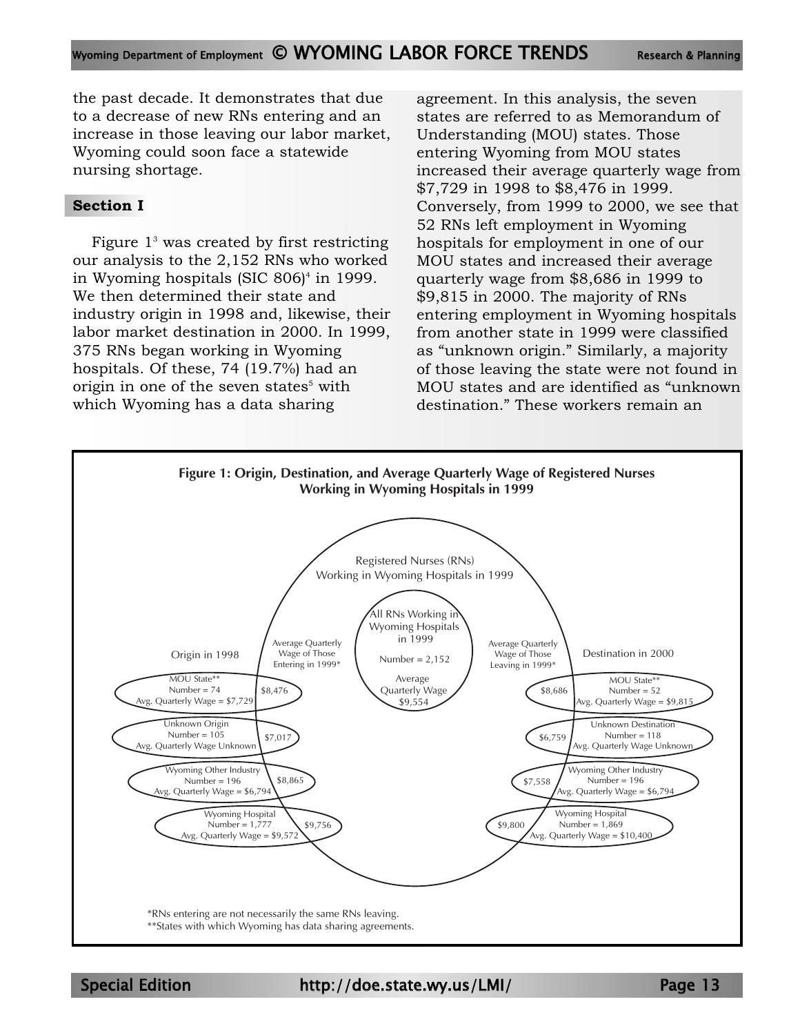the past decade. It demonstrates that due to a decrease of new RNs entering and an increase in those leaving our labor market, Wyoming could soon face a statewide nursing shortage.

## Section I

Figure 1[3] was created by first restricting our analysis to the 2,152 RNs who worked in Wyoming hospitals (SIC 806)[4] in 1999. We then determined their state and industry origin in 1998 and, likewise, their labor market destination in 2000. In 1999, 375 RNs began working in Wyoming hospitals. Of these, 74 (19.7%) had an origin in one of the seven states[5] with which Wyoming has a data sharing agreement. In this analysis, the seven states are referred to as Memorandum of Understanding (MOU) states. Those entering Wyoming from MOU states increased their average quarterly wage from $7,729 in 1998 to $8,476 in 1999. Conversely, from 1999 to 2000, we see that 52 RNs left employment in Wyoming hospitals for employment in one of our MOU states and increased their average quarterly wage from $8,686 in 1999 to $9,815 in 2000. The majority of RNs entering employment in Wyoming hospitals from another state in 1999 were classified as "unknown origin." Similarly, a majority of those leaving the state were not found in MOU states and are identified as "unknown destination." These workers remain an

**Figure 1: Origin, Destination, and Average Quarterly Wage of Registered Nurses Working in Wyoming Hospitals in 1999**

Registered Nurses (RNs) Working in Wyoming Hospitals in 1999

All RNs Working in Wyoming Hospitals in 1999
Number = 2,152
Average Quarterly Wage $9,554

| Origin in 1998 | Average Quarterly Wage of Those Entering in 1999* | Average Quarterly Wage of Those Leaving in 1999* | Destination in 2000 |
|---|---|---|---|
| MOU State** Number = 74 Avg. Quarterly Wage = $7,729 | $8,476 | $8,686 | MOU State** Number = 52 Avg. Quarterly Wage = $9,815 |
| Unknown Origin Number = 105 Avg. Quarterly Wage Unknown | $7,017 | $6,759 | Unknown Destination Number = 118 Avg. Quarterly Wage Unknown |
| Wyoming Other Industry Number = 196 Avg. Quarterly Wage = $6,794 | $8,865 | $7,558 | Wyoming Other Industry Number = 196 Avg. Quarterly Wage = $6,794 |
| Wyoming Hospital Number = 1,777 Avg. Quarterly Wage = $9,572 | $9,756 | $9,800 | Wyoming Hospital Number = 1,869 Avg. Quarterly Wage = $10,400 |

*RNs entering are not necessarily the same RNs leaving.
**States with which Wyoming has data sharing agreements.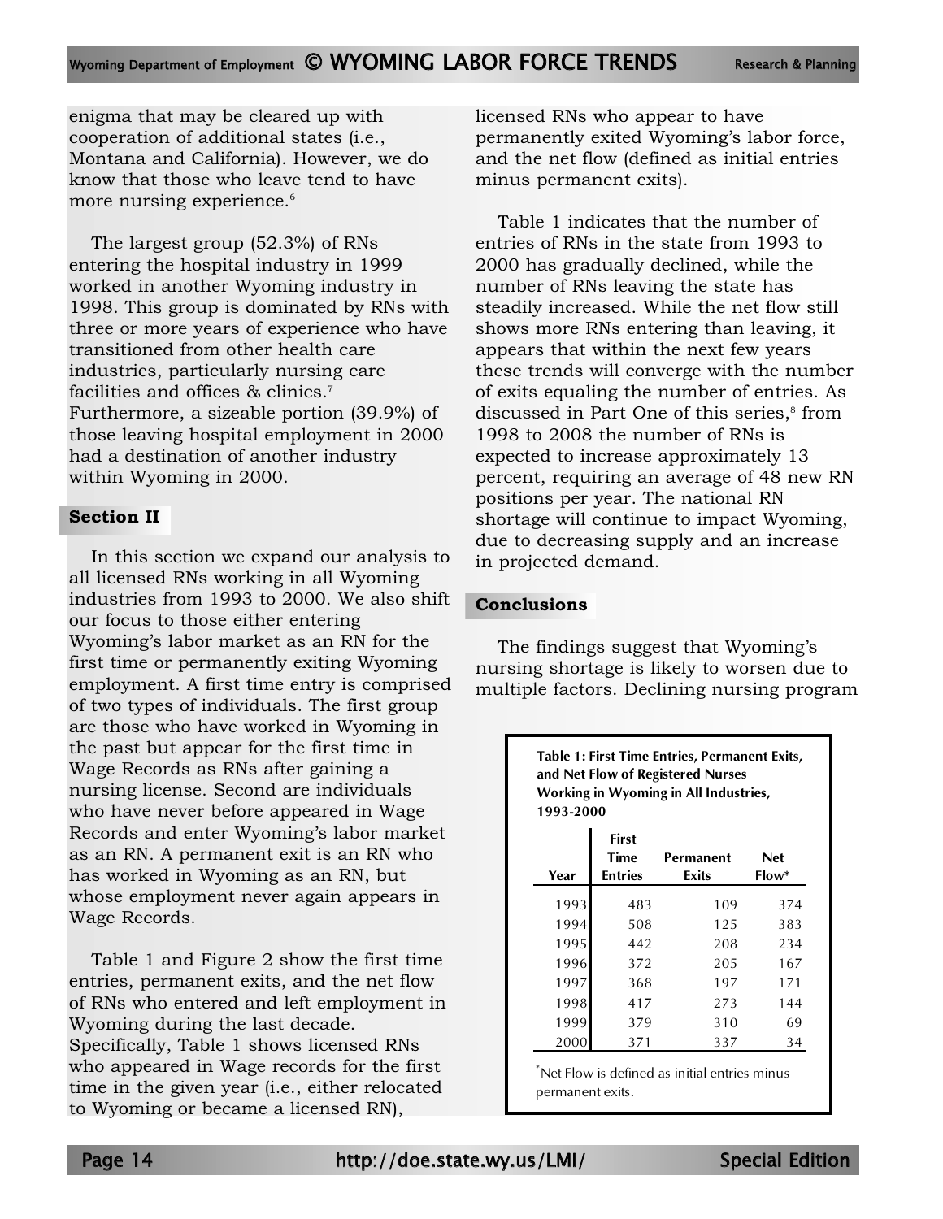enigma that may be cleared up with cooperation of additional states (i.e., Montana and California). However, we do know that those who leave tend to have more nursing experience.[6]

The largest group (52.3%) of RNs entering the hospital industry in 1999 worked in another Wyoming industry in 1998. This group is dominated by RNs with three or more years of experience who have transitioned from other health care industries, particularly nursing care facilities and offices & clinics.[7] Furthermore, a sizeable portion (39.9%) of those leaving hospital employment in 2000 had a destination of another industry within Wyoming in 2000.

## Section II

In this section we expand our analysis to all licensed RNs working in all Wyoming industries from 1993 to 2000. We also shift our focus to those either entering Wyoming's labor market as an RN for the first time or permanently exiting Wyoming employment. A first time entry is comprised of two types of individuals. The first group are those who have worked in Wyoming in the past but appear for the first time in Wage Records as RNs after gaining a nursing license. Second are individuals who have never before appeared in Wage Records and enter Wyoming's labor market as an RN. A permanent exit is an RN who has worked in Wyoming as an RN, but whose employment never again appears in Wage Records.

Table 1 and Figure 2 show the first time entries, permanent exits, and the net flow of RNs who entered and left employment in Wyoming during the last decade. Specifically, Table 1 shows licensed RNs who appeared in Wage records for the first time in the given year (i.e., either relocated to Wyoming or became a licensed RN), licensed RNs who appear to have permanently exited Wyoming's labor force, and the net flow (defined as initial entries minus permanent exits).

Table 1 indicates that the number of entries of RNs in the state from 1993 to 2000 has gradually declined, while the number of RNs leaving the state has steadily increased. While the net flow still shows more RNs entering than leaving, it appears that within the next few years these trends will converge with the number of exits equaling the number of entries. As discussed in Part One of this series,[8] from 1998 to 2008 the number of RNs is expected to increase approximately 13 percent, requiring an average of 48 new RN positions per year. The national RN shortage will continue to impact Wyoming, due to decreasing supply and an increase in projected demand.

## Conclusions

The findings suggest that Wyoming's nursing shortage is likely to worsen due to multiple factors. Declining nursing program

**Table 1: First Time Entries, Permanent Exits, and Net Flow of Registered Nurses Working in Wyoming in All Industries, 1993-2000**

| Year | First Time Entries | Permanent Exits | Net Flow* |
|---|---|---|---|
| 1993 | 483 | 109 | 374 |
| 1994 | 508 | 125 | 383 |
| 1995 | 442 | 208 | 234 |
| 1996 | 372 | 205 | 167 |
| 1997 | 368 | 197 | 171 |
| 1998 | 417 | 273 | 144 |
| 1999 | 379 | 310 | 69 |
| 2000 | 371 | 337 | 34 |

*Net Flow is defined as initial entries minus permanent exits.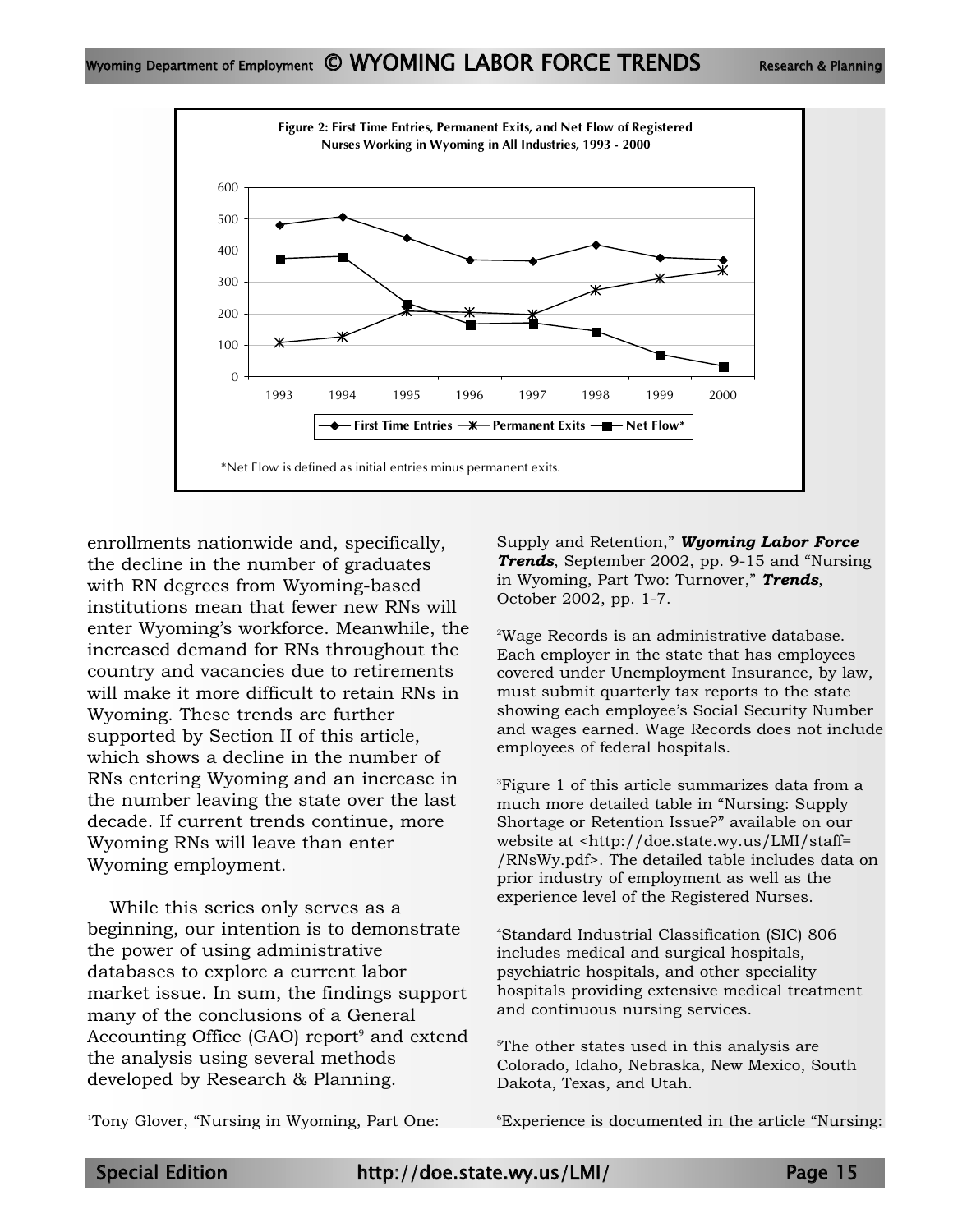**Figure 2: First Time Entries, Permanent Exits, and Net Flow of Registered Nurses Working in Wyoming in All Industries, 1993 - 2000**

*Net Flow is defined as initial entries minus permanent exits.

enrollments nationwide and, specifically, the decline in the number of graduates with RN degrees from Wyoming-based institutions mean that fewer new RNs will enter Wyoming's workforce. Meanwhile, the increased demand for RNs throughout the country and vacancies due to retirements will make it more difficult to retain RNs in Wyoming. These trends are further supported by Section II of this article, which shows a decline in the number of RNs entering Wyoming and an increase in the number leaving the state over the last decade. If current trends continue, more Wyoming RNs will leave than enter Wyoming employment.

While this series only serves as a beginning, our intention is to demonstrate the power of using administrative databases to explore a current labor market issue. In sum, the findings support many of the conclusions of a General Accounting Office (GAO) report[9] and extend the analysis using several methods developed by Research & Planning.

[1]Tony Glover, "Nursing in Wyoming, Part One: Supply and Retention," ***Wyoming Labor Force Trends***, September 2002, pp. 9-15 and "Nursing in Wyoming, Part Two: Turnover," ***Trends***, October 2002, pp. 1-7.

[2]Wage Records is an administrative database. Each employer in the state that has employees covered under Unemployment Insurance, by law, must submit quarterly tax reports to the state showing each employee's Social Security Number and wages earned. Wage Records does not include employees of federal hospitals.

[3]Figure 1 of this article summarizes data from a much more detailed table in "Nursing: Supply Shortage or Retention Issue?" available on our website at <http://doe.state.wy.us/LMI/staff=/RNsWy.pdf>. The detailed table includes data on prior industry of employment as well as the experience level of the Registered Nurses.

[4]Standard Industrial Classification (SIC) 806 includes medical and surgical hospitals, psychiatric hospitals, and other speciality hospitals providing extensive medical treatment and continuous nursing services.

[5]The other states used in this analysis are Colorado, Idaho, Nebraska, New Mexico, South Dakota, Texas, and Utah.

[6]Experience is documented in the article "Nursing: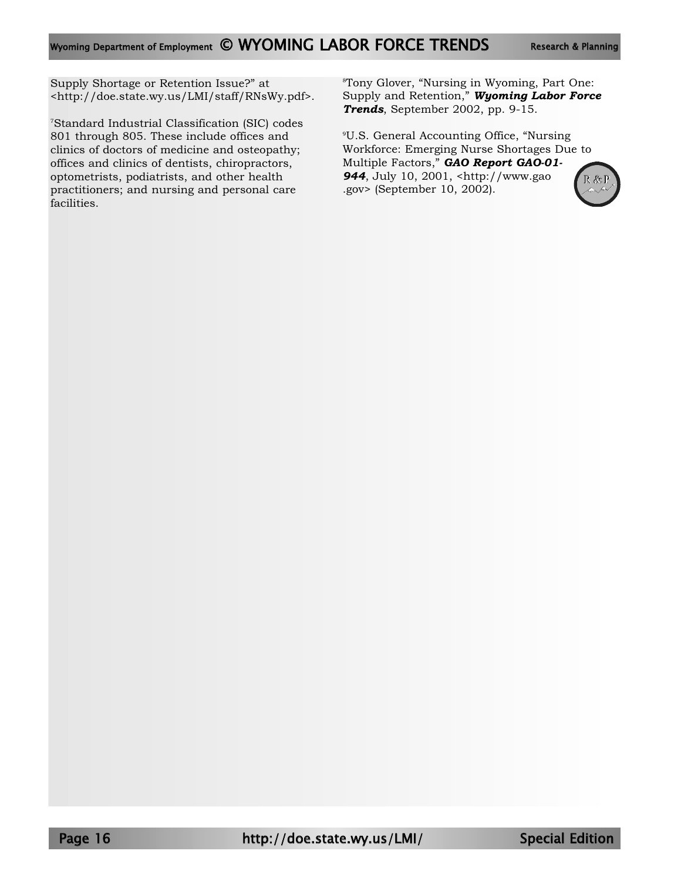Supply Shortage or Retention Issue?" at <http://doe.state.wy.us/LMI/staff/RNsWy.pdf>.

[7]Standard Industrial Classification (SIC) codes 801 through 805. These include offices and clinics of doctors of medicine and osteopathy; offices and clinics of dentists, chiropractors, optometrists, podiatrists, and other health practitioners; and nursing and personal care facilities.

[8]Tony Glover, "Nursing in Wyoming, Part One: Supply and Retention," ***Wyoming Labor Force Trends***, September 2002, pp. 9-15.

[9]U.S. General Accounting Office, "Nursing Workforce: Emerging Nurse Shortages Due to Multiple Factors," ***GAO Report GAO-01-944***, July 10, 2001, <http://www.gao.gov> (September 10, 2002).